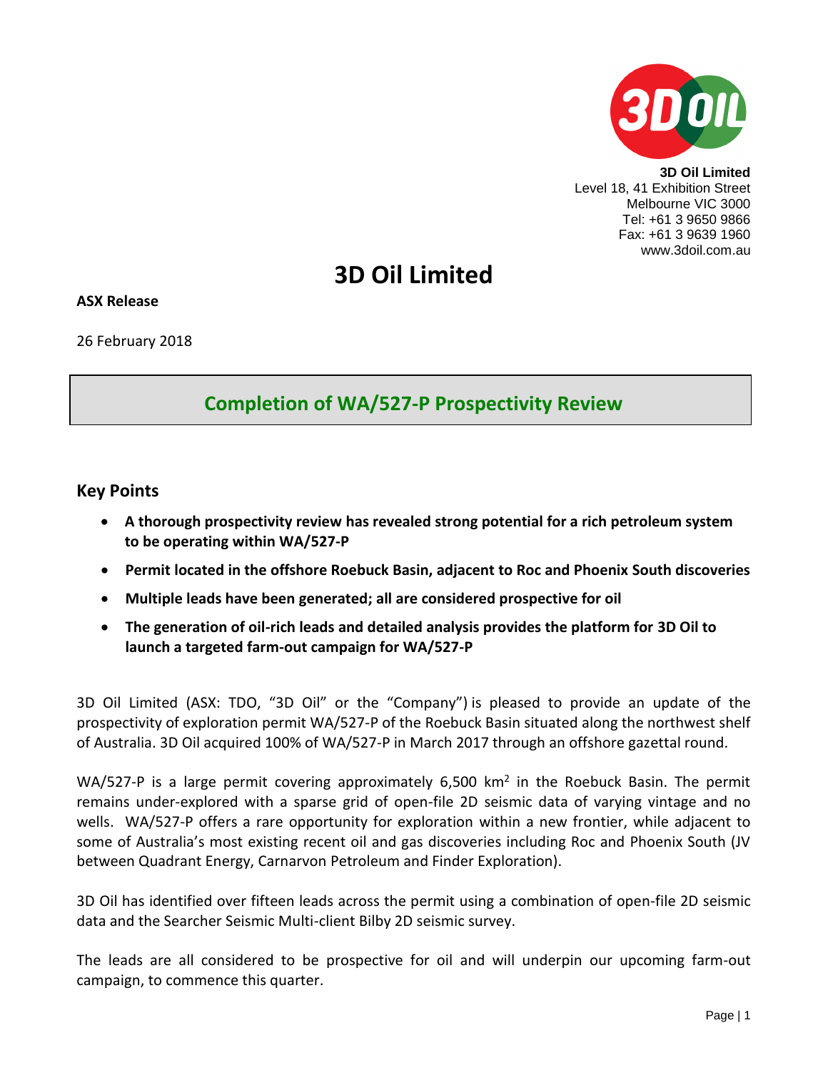3D Oil Limited
Level 18, 41 Exhibition Street
Melbourne VIC 3000
Tel: +61 3 9650 9866
Fax: +61 3 9639 1960
www.3doil.com.au

# 3D Oil Limited

**ASX Release**

26 February 2018

## Completion of WA/527-P Prospectivity Review

### Key Points

- **A thorough prospectivity review has revealed strong potential for a rich petroleum system to be operating within WA/527-P**
- **Permit located in the offshore Roebuck Basin, adjacent to Roc and Phoenix South discoveries**
- **Multiple leads have been generated; all are considered prospective for oil**
- **The generation of oil-rich leads and detailed analysis provides the platform for 3D Oil to launch a targeted farm-out campaign for WA/527-P**

3D Oil Limited (ASX: TDO, "3D Oil" or the "Company") is pleased to provide an update of the prospectivity of exploration permit WA/527-P of the Roebuck Basin situated along the northwest shelf of Australia. 3D Oil acquired 100% of WA/527-P in March 2017 through an offshore gazettal round.

WA/527-P is a large permit covering approximately 6,500 km$^2$ in the Roebuck Basin. The permit remains under-explored with a sparse grid of open-file 2D seismic data of varying vintage and no wells. WA/527-P offers a rare opportunity for exploration within a new frontier, while adjacent to some of Australia's most existing recent oil and gas discoveries including Roc and Phoenix South (JV between Quadrant Energy, Carnarvon Petroleum and Finder Exploration).

3D Oil has identified over fifteen leads across the permit using a combination of open-file 2D seismic data and the Searcher Seismic Multi-client Bilby 2D seismic survey.

The leads are all considered to be prospective for oil and will underpin our upcoming farm-out campaign, to commence this quarter.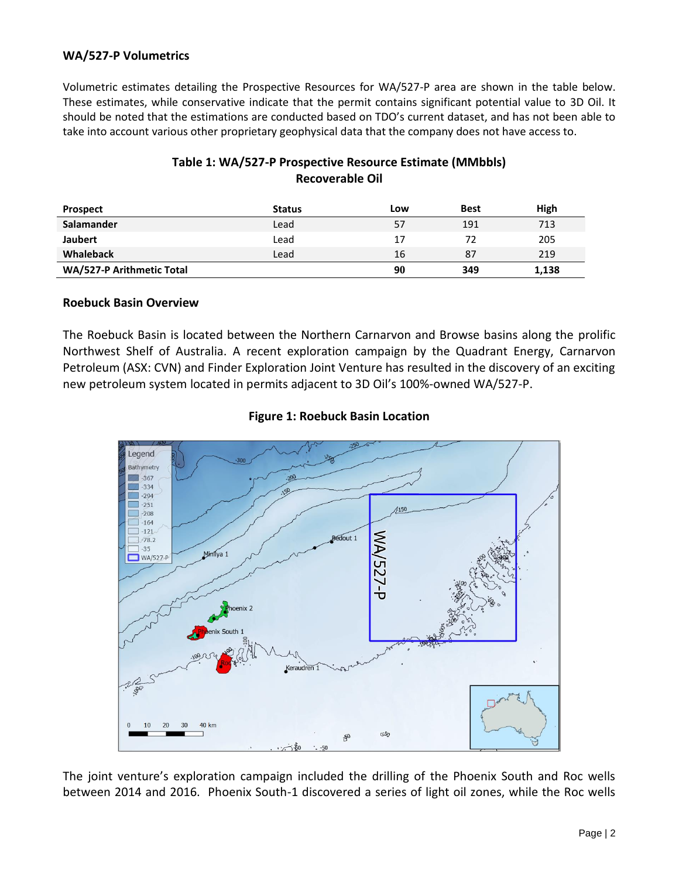## WA/527-P Volumetrics

Volumetric estimates detailing the Prospective Resources for WA/527-P area are shown in the table below. These estimates, while conservative indicate that the permit contains significant potential value to 3D Oil. It should be noted that the estimations are conducted based on TDO's current dataset, and has not been able to take into account various other proprietary geophysical data that the company does not have access to.

**Table 1: WA/527-P Prospective Resource Estimate (MMbbls)**
**Recoverable Oil**

| Prospect | Status | Low | Best | High |
|---|---|---|---|---|
| **Salamander** | Lead | 57 | 191 | 713 |
| **Jaubert** | Lead | 17 | 72 | 205 |
| **Whaleback** | Lead | 16 | 87 | 219 |
| **WA/527-P Arithmetic Total** | | **90** | **349** | **1,138** |

## Roebuck Basin Overview

The Roebuck Basin is located between the Northern Carnarvon and Browse basins along the prolific Northwest Shelf of Australia. A recent exploration campaign by the Quadrant Energy, Carnarvon Petroleum (ASX: CVN) and Finder Exploration Joint Venture has resulted in the discovery of an exciting new petroleum system located in permits adjacent to 3D Oil's 100%-owned WA/527-P.

**Figure 1: Roebuck Basin Location**

The joint venture's exploration campaign included the drilling of the Phoenix South and Roc wells between 2014 and 2016. Phoenix South-1 discovered a series of light oil zones, while the Roc wells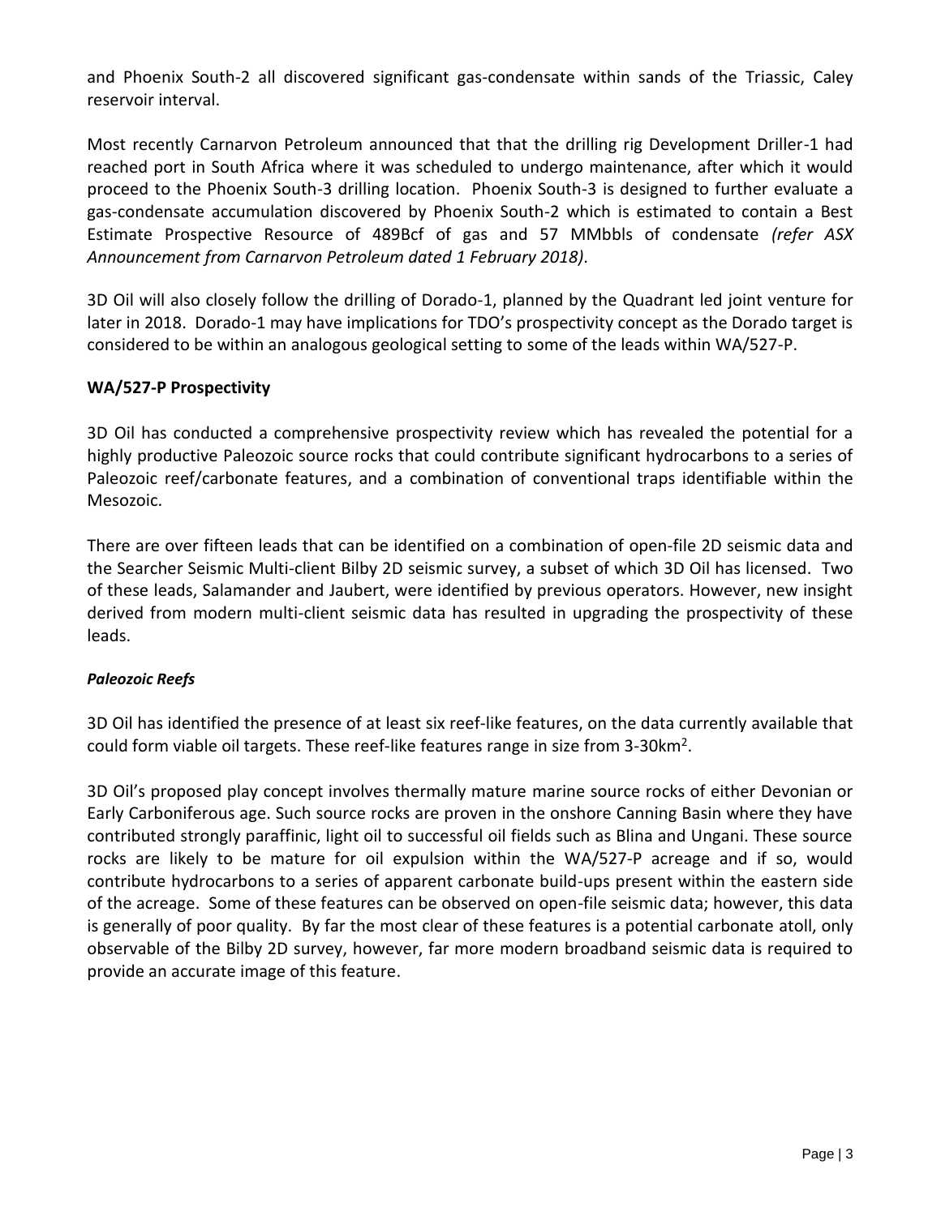and Phoenix South-2 all discovered significant gas-condensate within sands of the Triassic, Caley reservoir interval.

Most recently Carnarvon Petroleum announced that that the drilling rig Development Driller-1 had reached port in South Africa where it was scheduled to undergo maintenance, after which it would proceed to the Phoenix South-3 drilling location. Phoenix South-3 is designed to further evaluate a gas-condensate accumulation discovered by Phoenix South-2 which is estimated to contain a Best Estimate Prospective Resource of 489Bcf of gas and 57 MMbbls of condensate *(refer ASX Announcement from Carnarvon Petroleum dated 1 February 2018)*.

3D Oil will also closely follow the drilling of Dorado-1, planned by the Quadrant led joint venture for later in 2018. Dorado-1 may have implications for TDO's prospectivity concept as the Dorado target is considered to be within an analogous geological setting to some of the leads within WA/527-P.

**WA/527-P Prospectivity**

3D Oil has conducted a comprehensive prospectivity review which has revealed the potential for a highly productive Paleozoic source rocks that could contribute significant hydrocarbons to a series of Paleozoic reef/carbonate features, and a combination of conventional traps identifiable within the Mesozoic.

There are over fifteen leads that can be identified on a combination of open-file 2D seismic data and the Searcher Seismic Multi-client Bilby 2D seismic survey, a subset of which 3D Oil has licensed. Two of these leads, Salamander and Jaubert, were identified by previous operators. However, new insight derived from modern multi-client seismic data has resulted in upgrading the prospectivity of these leads.

***Paleozoic Reefs***

3D Oil has identified the presence of at least six reef-like features, on the data currently available that could form viable oil targets. These reef-like features range in size from 3-30km$^2$.

3D Oil's proposed play concept involves thermally mature marine source rocks of either Devonian or Early Carboniferous age. Such source rocks are proven in the onshore Canning Basin where they have contributed strongly paraffinic, light oil to successful oil fields such as Blina and Ungani. These source rocks are likely to be mature for oil expulsion within the WA/527-P acreage and if so, would contribute hydrocarbons to a series of apparent carbonate build-ups present within the eastern side of the acreage. Some of these features can be observed on open-file seismic data; however, this data is generally of poor quality. By far the most clear of these features is a potential carbonate atoll, only observable of the Bilby 2D survey, however, far more modern broadband seismic data is required to provide an accurate image of this feature.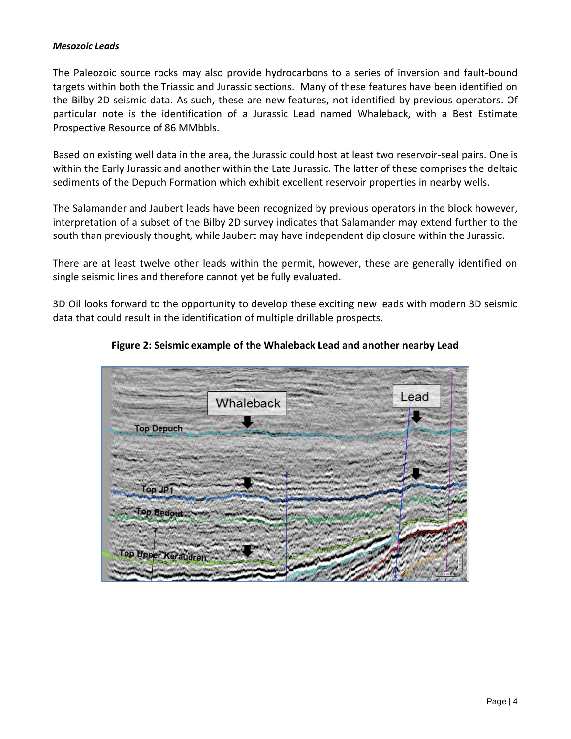***Mesozoic Leads***

The Paleozoic source rocks may also provide hydrocarbons to a series of inversion and fault-bound targets within both the Triassic and Jurassic sections. Many of these features have been identified on the Bilby 2D seismic data. As such, these are new features, not identified by previous operators. Of particular note is the identification of a Jurassic Lead named Whaleback, with a Best Estimate Prospective Resource of 86 MMbbls.

Based on existing well data in the area, the Jurassic could host at least two reservoir-seal pairs. One is within the Early Jurassic and another within the Late Jurassic. The latter of these comprises the deltaic sediments of the Depuch Formation which exhibit excellent reservoir properties in nearby wells.

The Salamander and Jaubert leads have been recognized by previous operators in the block however, interpretation of a subset of the Bilby 2D survey indicates that Salamander may extend further to the south than previously thought, while Jaubert may have independent dip closure within the Jurassic.

There are at least twelve other leads within the permit, however, these are generally identified on single seismic lines and therefore cannot yet be fully evaluated.

3D Oil looks forward to the opportunity to develop these exciting new leads with modern 3D seismic data that could result in the identification of multiple drillable prospects.

**Figure 2: Seismic example of the Whaleback Lead and another nearby Lead**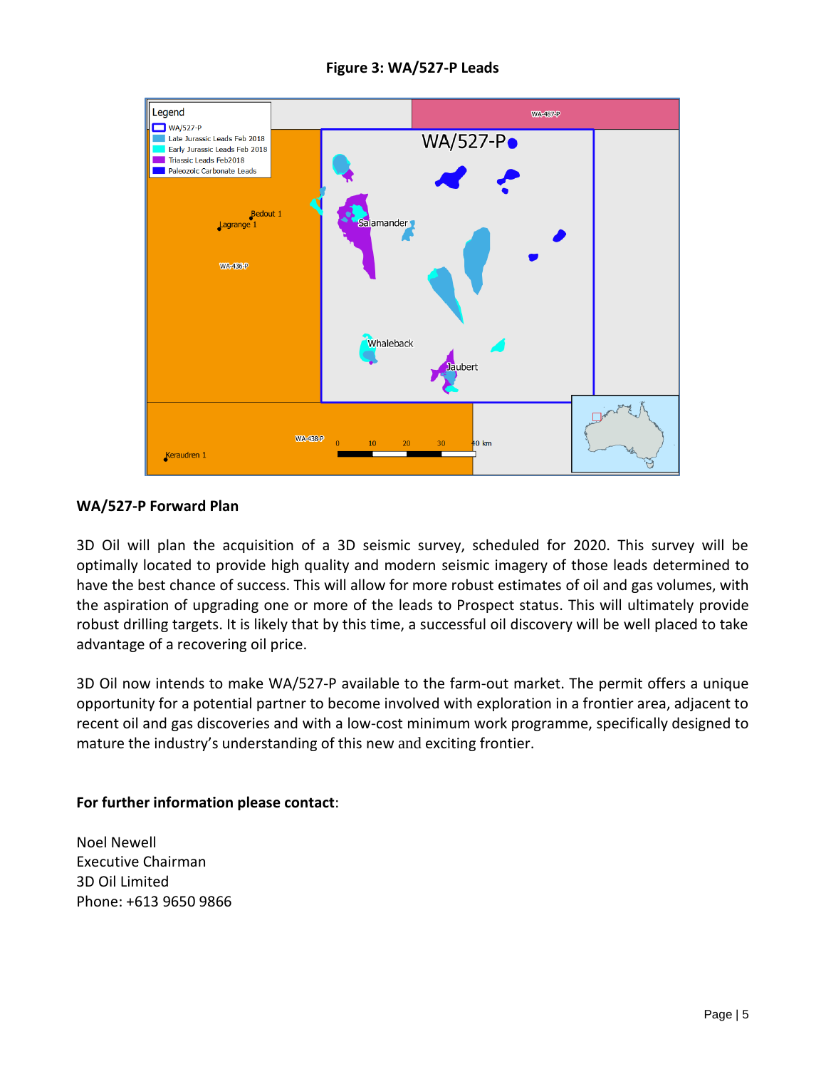**Figure 3: WA/527-P Leads**

## WA/527-P Forward Plan

3D Oil will plan the acquisition of a 3D seismic survey, scheduled for 2020. This survey will be optimally located to provide high quality and modern seismic imagery of those leads determined to have the best chance of success. This will allow for more robust estimates of oil and gas volumes, with the aspiration of upgrading one or more of the leads to Prospect status. This will ultimately provide robust drilling targets. It is likely that by this time, a successful oil discovery will be well placed to take advantage of a recovering oil price.

3D Oil now intends to make WA/527-P available to the farm-out market. The permit offers a unique opportunity for a potential partner to become involved with exploration in a frontier area, adjacent to recent oil and gas discoveries and with a low-cost minimum work programme, specifically designed to mature the industry's understanding of this new and exciting frontier.

**For further information please contact**:

Noel Newell
Executive Chairman
3D Oil Limited
Phone: +613 9650 9866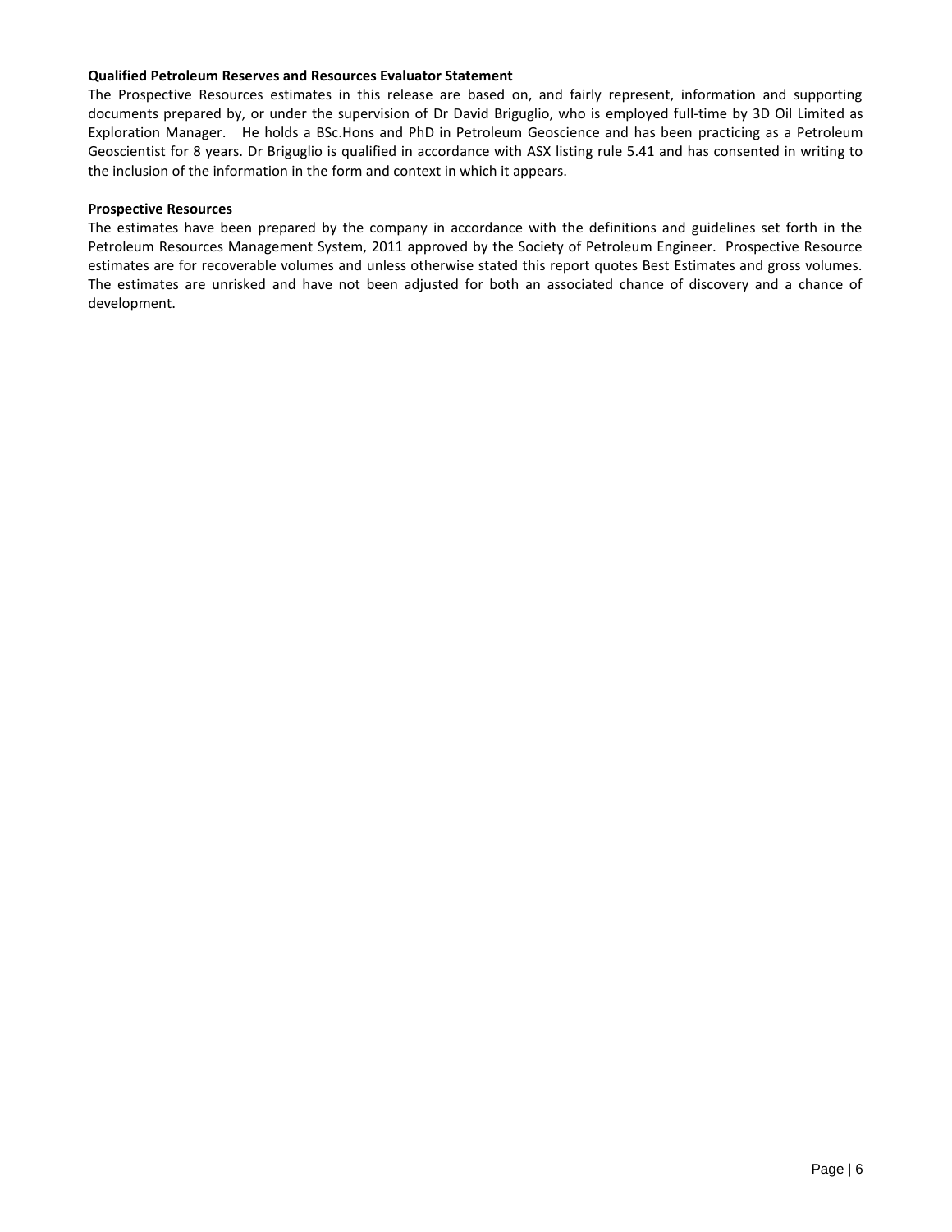**Qualified Petroleum Reserves and Resources Evaluator Statement**

The Prospective Resources estimates in this release are based on, and fairly represent, information and supporting documents prepared by, or under the supervision of Dr David Briguglio, who is employed full-time by 3D Oil Limited as Exploration Manager. He holds a BSc.Hons and PhD in Petroleum Geoscience and has been practicing as a Petroleum Geoscientist for 8 years. Dr Briguglio is qualified in accordance with ASX listing rule 5.41 and has consented in writing to the inclusion of the information in the form and context in which it appears.

**Prospective Resources**

The estimates have been prepared by the company in accordance with the definitions and guidelines set forth in the Petroleum Resources Management System, 2011 approved by the Society of Petroleum Engineer. Prospective Resource estimates are for recoverable volumes and unless otherwise stated this report quotes Best Estimates and gross volumes. The estimates are unrisked and have not been adjusted for both an associated chance of discovery and a chance of development.